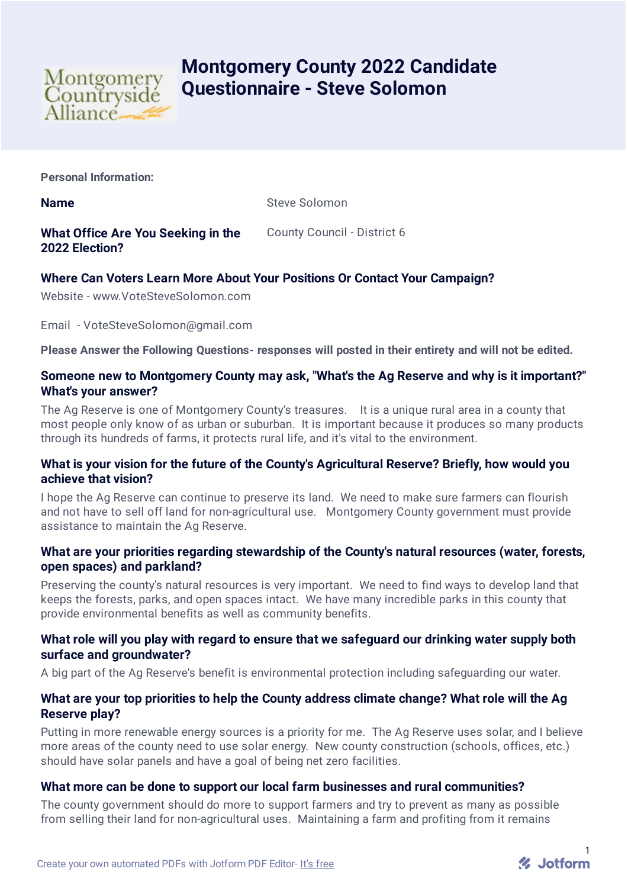# Montgomery County 2022 Candidate Questionnaire - Steve Solomon

**Personal Information:**

**Name** Steve Solomon

**What Office Are You Seeking in the 2022 Election?** County Council - District 6

**Where Can Voters Learn More About Your Positions Or Contact Your Campaign?**

Website - www.VoteSteveSolomon.com

Email - VoteSteveSolomon@gmail.com

**Please Answer the Following Questions- responses will posted in their entirety and will not be edited.**

**Someone new to Montgomery County may ask, "What's the Ag Reserve and why is it important?" What's your answer?**

The Ag Reserve is one of Montgomery County's treasures. It is a unique rural area in a county that most people only know of as urban or suburban. It is important because it produces so many products through its hundreds of farms, it protects rural life, and it's vital to the environment.

**What is your vision for the future of the County's Agricultural Reserve? Briefly, how would you achieve that vision?**

I hope the Ag Reserve can continue to preserve its land. We need to make sure farmers can flourish and not have to sell off land for non-agricultural use. Montgomery County government must provide assistance to maintain the Ag Reserve.

**What are your priorities regarding stewardship of the County's natural resources (water, forests, open spaces) and parkland?**

Preserving the county's natural resources is very important. We need to find ways to develop land that keeps the forests, parks, and open spaces intact. We have many incredible parks in this county that provide environmental benefits as well as community benefits.

**What role will you play with regard to ensure that we safeguard our drinking water supply both surface and groundwater?**

A big part of the Ag Reserve's benefit is environmental protection including safeguarding our water.

**What are your top priorities to help the County address climate change? What role will the Ag Reserve play?**

Putting in more renewable energy sources is a priority for me. The Ag Reserve uses solar, and I believe more areas of the county need to use solar energy. New county construction (schools, offices, etc.) should have solar panels and have a goal of being net zero facilities.

**What more can be done to support our local farm businesses and rural communities?**

The county government should do more to support farmers and try to prevent as many as possible from selling their land for non-agricultural uses. Maintaining a farm and profiting from it remains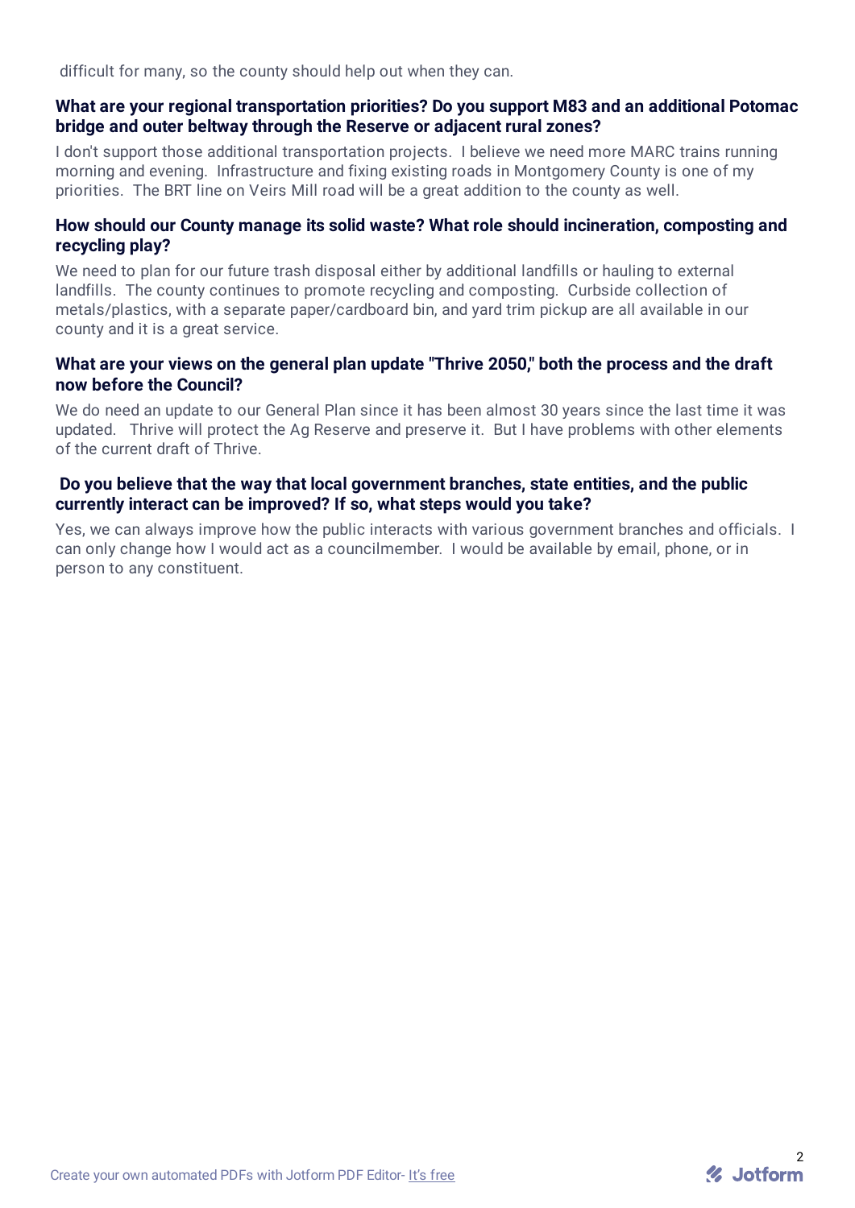difficult for many, so the county should help out when they can.

**What are your regional transportation priorities? Do you support M83 and an additional Potomac bridge and outer beltway through the Reserve or adjacent rural zones?**

I don't support those additional transportation projects. I believe we need more MARC trains running morning and evening. Infrastructure and fixing existing roads in Montgomery County is one of my priorities. The BRT line on Veirs Mill road will be a great addition to the county as well.

**How should our County manage its solid waste? What role should incineration, composting and recycling play?**

We need to plan for our future trash disposal either by additional landfills or hauling to external landfills. The county continues to promote recycling and composting. Curbside collection of metals/plastics, with a separate paper/cardboard bin, and yard trim pickup are all available in our county and it is a great service.

**What are your views on the general plan update "Thrive 2050," both the process and the draft now before the Council?**

We do need an update to our General Plan since it has been almost 30 years since the last time it was updated. Thrive will protect the Ag Reserve and preserve it. But I have problems with other elements of the current draft of Thrive.

**Do you believe that the way that local government branches, state entities, and the public currently interact can be improved? If so, what steps would you take?**

Yes, we can always improve how the public interacts with various government branches and officials. I can only change how I would act as a councilmember. I would be available by email, phone, or in person to any constituent.